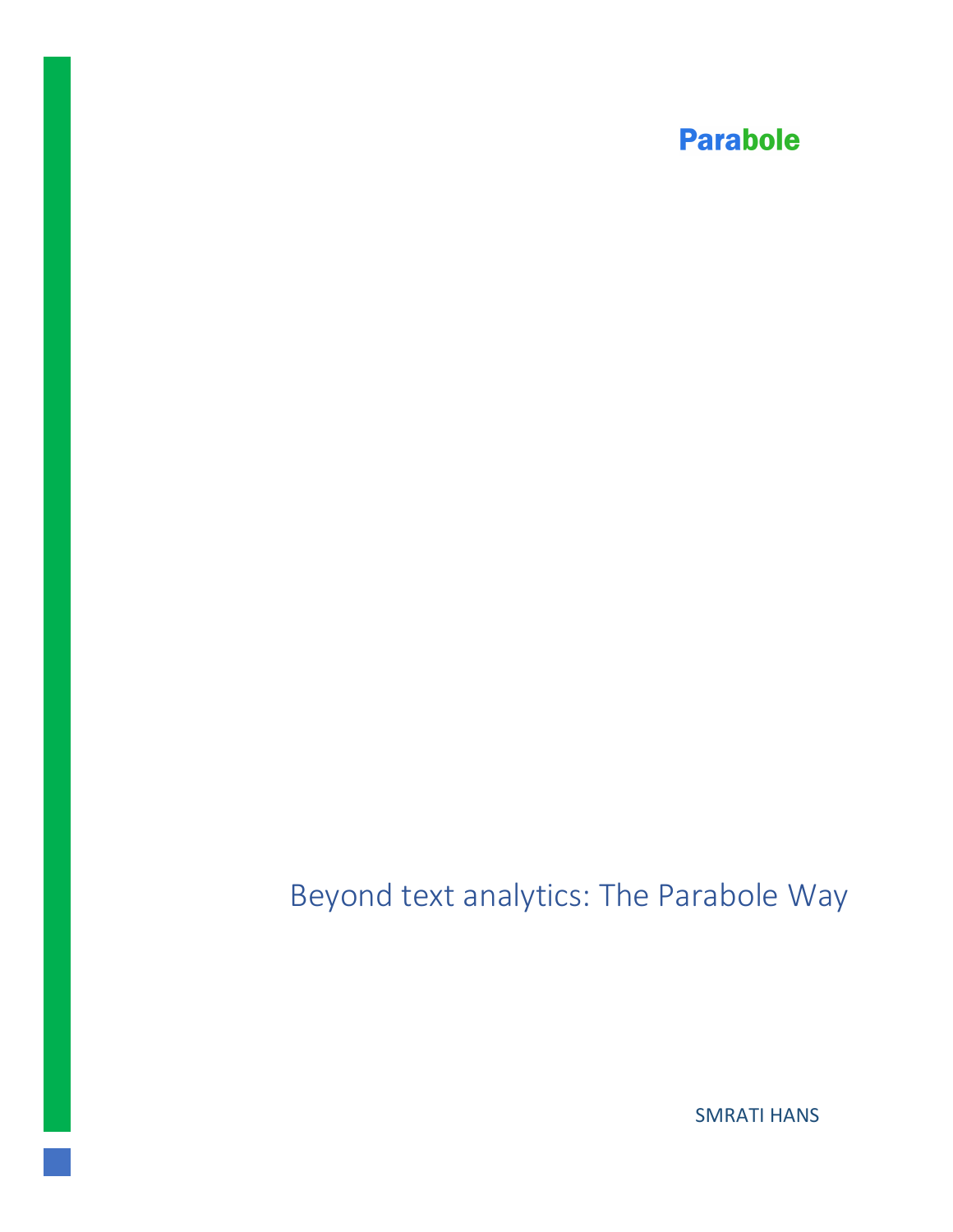Parabole

# Beyond text analytics: The Parabole Way

SMRATI HANS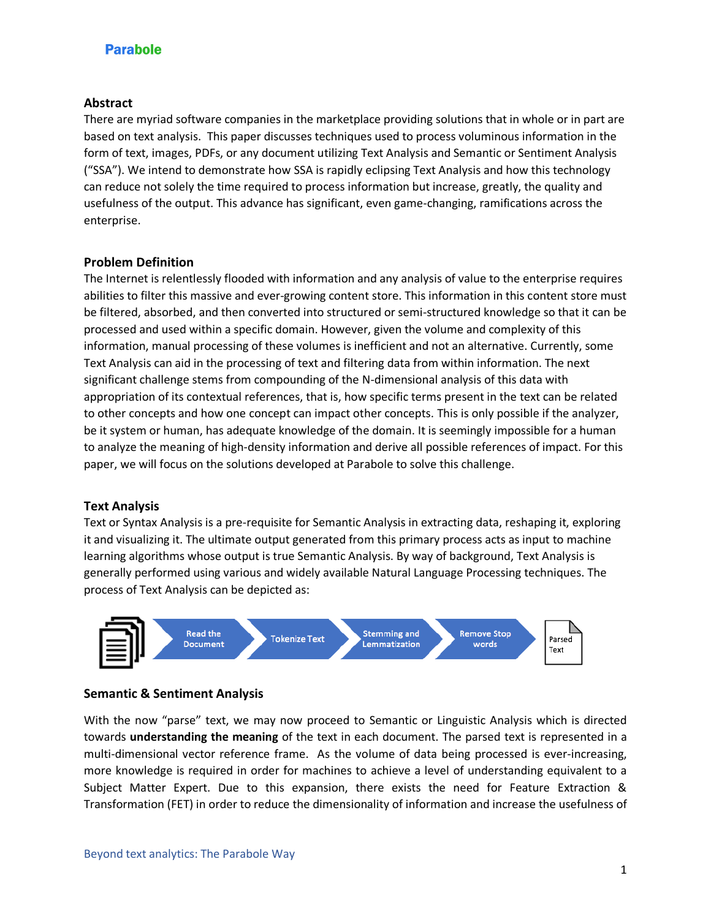## Abstract

There are myriad software companies in the marketplace providing solutions that in whole or in part are based on text analysis. This paper discusses techniques used to process voluminous information in the form of text, images, PDFs, or any document utilizing Text Analysis and Semantic or Sentiment Analysis ("SSA"). We intend to demonstrate how SSA is rapidly eclipsing Text Analysis and how this technology can reduce not solely the time required to process information but increase, greatly, the quality and usefulness of the output. This advance has significant, even game-changing, ramifications across the enterprise.

## Problem Definition

The Internet is relentlessly flooded with information and any analysis of value to the enterprise requires abilities to filter this massive and ever-growing content store. This information in this content store must be filtered, absorbed, and then converted into structured or semi-structured knowledge so that it can be processed and used within a specific domain. However, given the volume and complexity of this information, manual processing of these volumes is inefficient and not an alternative. Currently, some Text Analysis can aid in the processing of text and filtering data from within information. The next significant challenge stems from compounding of the N-dimensional analysis of this data with appropriation of its contextual references, that is, how specific terms present in the text can be related to other concepts and how one concept can impact other concepts. This is only possible if the analyzer, be it system or human, has adequate knowledge of the domain. It is seemingly impossible for a human to analyze the meaning of high-density information and derive all possible references of impact. For this paper, we will focus on the solutions developed at Parabole to solve this challenge.

## Text Analysis

Text or Syntax Analysis is a pre-requisite for Semantic Analysis in extracting data, reshaping it, exploring it and visualizing it. The ultimate output generated from this primary process acts as input to machine learning algorithms whose output is true Semantic Analysis. By way of background, Text Analysis is generally performed using various and widely available Natural Language Processing techniques. The process of Text Analysis can be depicted as:

Read the Document → Tokenize Text → Stemming and Lemmatization → Remove Stop words → Parsed Text

## Semantic & Sentiment Analysis

With the now "parse" text, we may now proceed to Semantic or Linguistic Analysis which is directed towards **understanding the meaning** of the text in each document. The parsed text is represented in a multi-dimensional vector reference frame. As the volume of data being processed is ever-increasing, more knowledge is required in order for machines to achieve a level of understanding equivalent to a Subject Matter Expert. Due to this expansion, there exists the need for Feature Extraction & Transformation (FET) in order to reduce the dimensionality of information and increase the usefulness of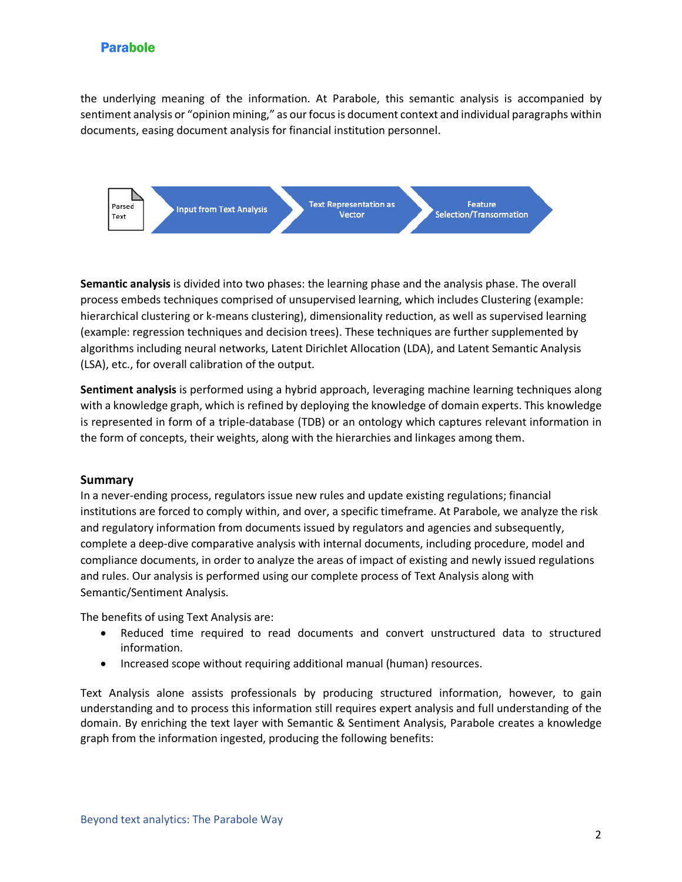the underlying meaning of the information. At Parabole, this semantic analysis is accompanied by sentiment analysis or “opinion mining,” as our focus is document context and individual paragraphs within documents, easing document analysis for financial institution personnel.

Parsed Text → Input from Text Analysis → Text Representation as Vector → Feature Selection/Transformation

**Semantic analysis** is divided into two phases: the learning phase and the analysis phase. The overall process embeds techniques comprised of unsupervised learning, which includes Clustering (example: hierarchical clustering or k-means clustering), dimensionality reduction, as well as supervised learning (example: regression techniques and decision trees). These techniques are further supplemented by algorithms including neural networks, Latent Dirichlet Allocation (LDA), and Latent Semantic Analysis (LSA), etc., for overall calibration of the output.

**Sentiment analysis** is performed using a hybrid approach, leveraging machine learning techniques along with a knowledge graph, which is refined by deploying the knowledge of domain experts. This knowledge is represented in form of a triple-database (TDB) or an ontology which captures relevant information in the form of concepts, their weights, along with the hierarchies and linkages among them.

## Summary

In a never-ending process, regulators issue new rules and update existing regulations; financial institutions are forced to comply within, and over, a specific timeframe. At Parabole, we analyze the risk and regulatory information from documents issued by regulators and agencies and subsequently, complete a deep-dive comparative analysis with internal documents, including procedure, model and compliance documents, in order to analyze the areas of impact of existing and newly issued regulations and rules. Our analysis is performed using our complete process of Text Analysis along with Semantic/Sentiment Analysis.

The benefits of using Text Analysis are:

- Reduced time required to read documents and convert unstructured data to structured information.
- Increased scope without requiring additional manual (human) resources.

Text Analysis alone assists professionals by producing structured information, however, to gain understanding and to process this information still requires expert analysis and full understanding of the domain. By enriching the text layer with Semantic & Sentiment Analysis, Parabole creates a knowledge graph from the information ingested, producing the following benefits: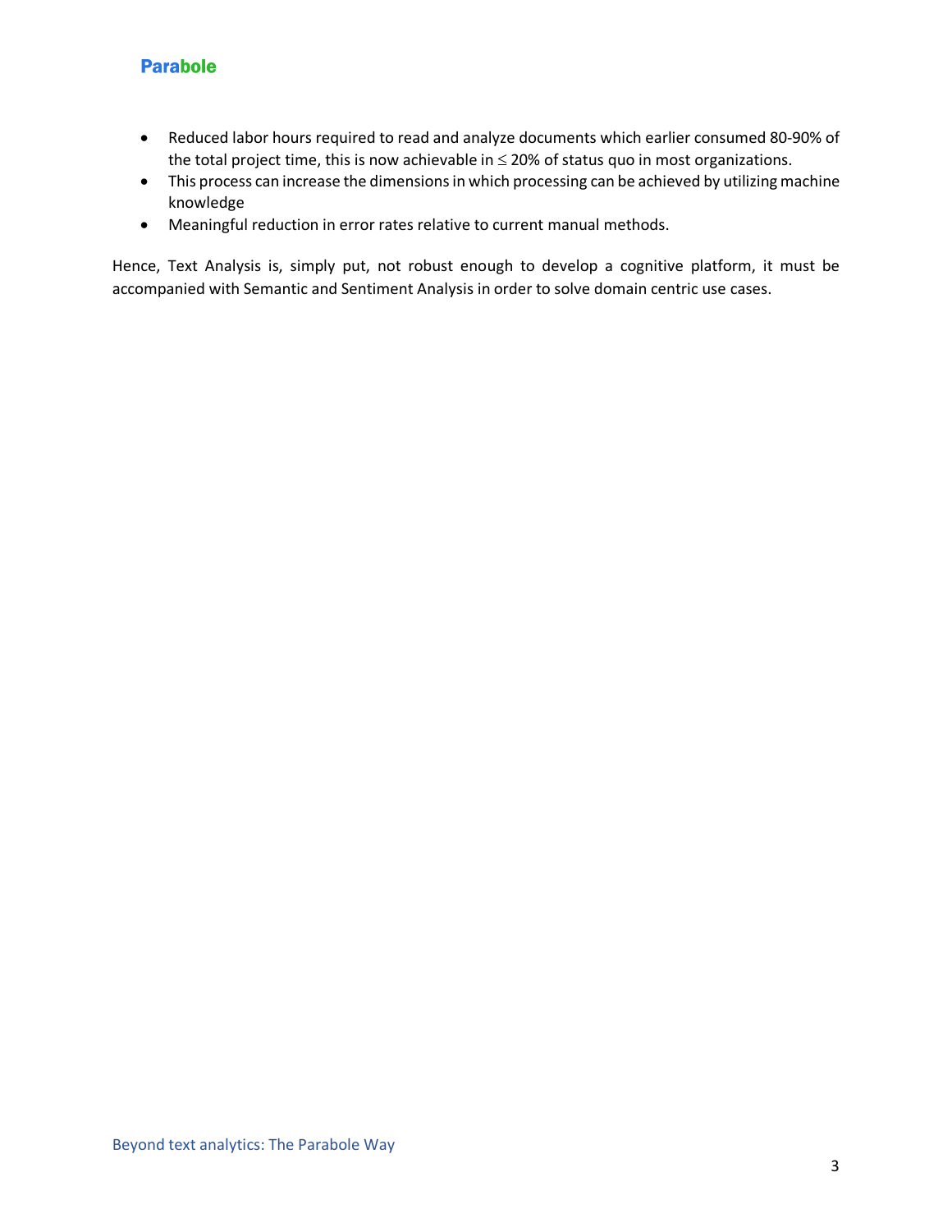- Reduced labor hours required to read and analyze documents which earlier consumed 80-90% of the total project time, this is now achievable in $\leq$ 20% of status quo in most organizations.
- This process can increase the dimensions in which processing can be achieved by utilizing machine knowledge
- Meaningful reduction in error rates relative to current manual methods.

Hence, Text Analysis is, simply put, not robust enough to develop a cognitive platform, it must be accompanied with Semantic and Sentiment Analysis in order to solve domain centric use cases.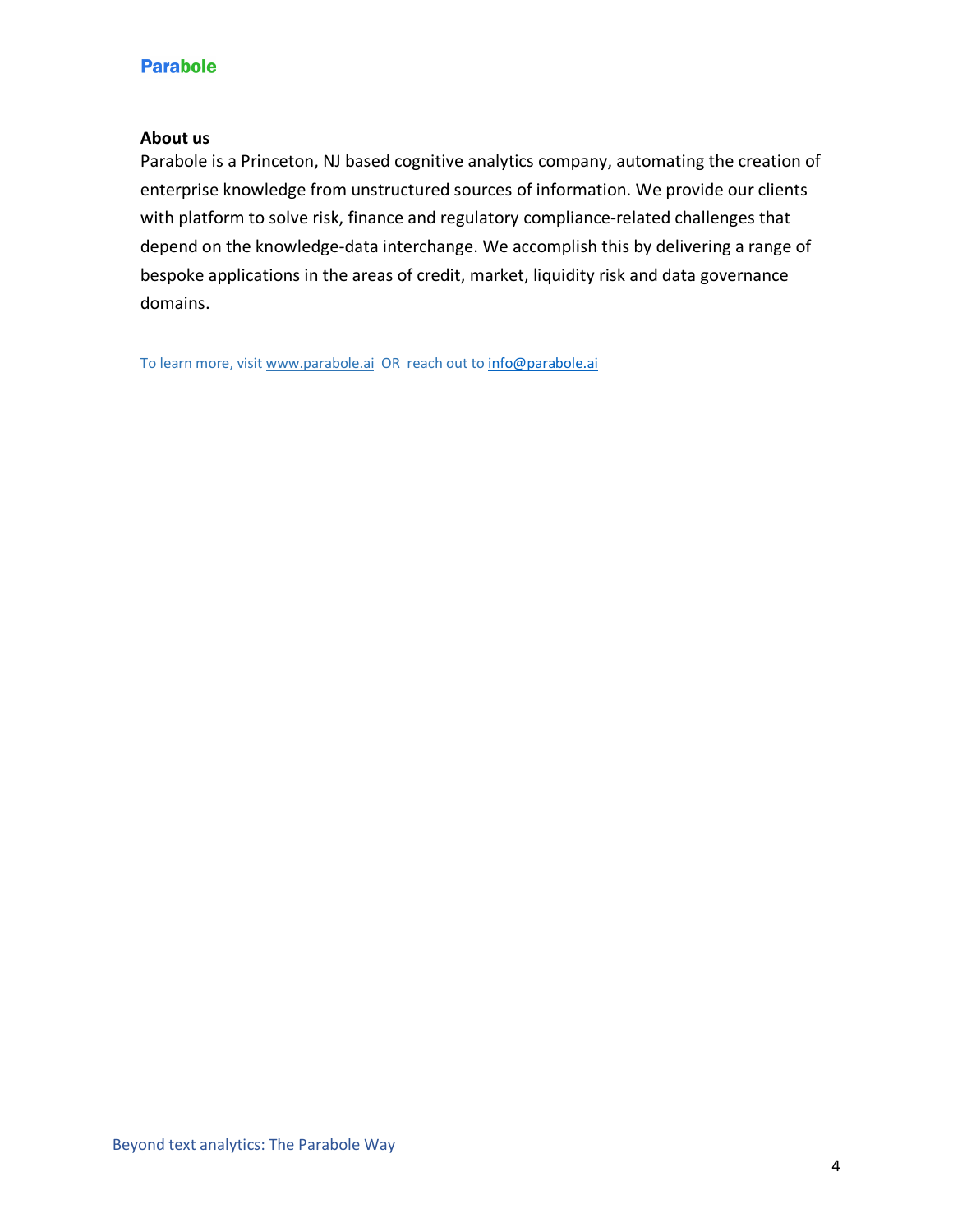**About us**

Parabole is a Princeton, NJ based cognitive analytics company, automating the creation of enterprise knowledge from unstructured sources of information. We provide our clients with platform to solve risk, finance and regulatory compliance-related challenges that depend on the knowledge-data interchange. We accomplish this by delivering a range of bespoke applications in the areas of credit, market, liquidity risk and data governance domains.

To learn more, visit www.parabole.ai OR reach out to info@parabole.ai